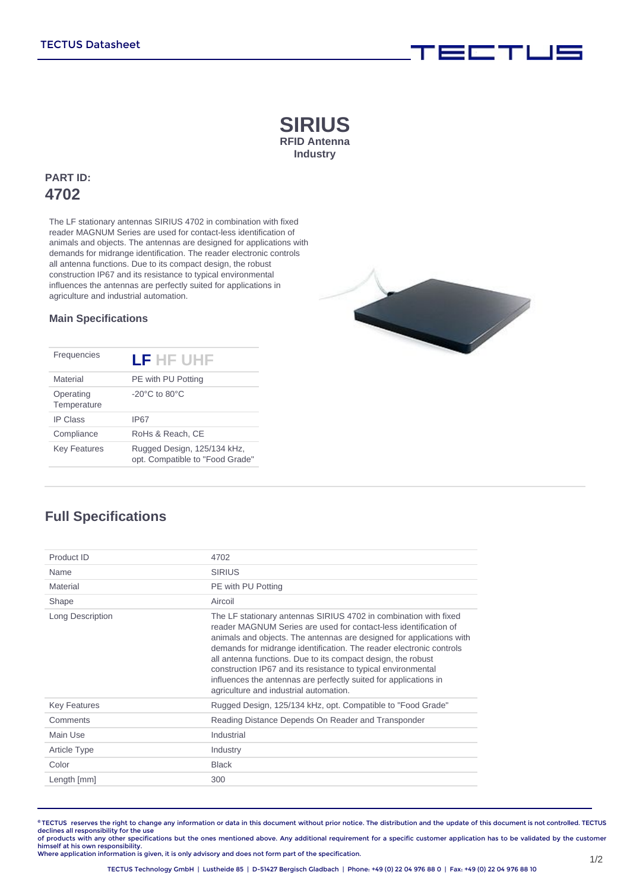# SIRIUS

**RFID Antenna**
**Industry**

**PART ID:**
## 4702

The LF stationary antennas SIRIUS 4702 in combination with fixed reader MAGNUM Series are used for contact-less identification of animals and objects. The antennas are designed for applications with demands for midrange identification. The reader electronic controls all antenna functions. Due to its compact design, the robust construction IP67 and its resistance to typical environmental influences the antennas are perfectly suited for applications in agriculture and industrial automation.

### Main Specifications

| Frequencies | **LF** HF UHF |
|---|---|
| Material | PE with PU Potting |
| Operating Temperature | -20°C to 80°C |
| IP Class | IP67 |
| Compliance | RoHs & Reach, CE |
| Key Features | Rugged Design, 125/134 kHz, opt. Compatible to "Food Grade" |

## Full Specifications

| Product ID | 4702 |
|---|---|
| Name | SIRIUS |
| Material | PE with PU Potting |
| Shape | Aircoil |
| Long Description | The LF stationary antennas SIRIUS 4702 in combination with fixed reader MAGNUM Series are used for contact-less identification of animals and objects. The antennas are designed for applications with demands for midrange identification. The reader electronic controls all antenna functions. Due to its compact design, the robust construction IP67 and its resistance to typical environmental influences the antennas are perfectly suited for applications in agriculture and industrial automation. |
| Key Features | Rugged Design, 125/134 kHz, opt. Compatible to "Food Grade" |
| Comments | Reading Distance Depends On Reader and Transponder |
| Main Use | Industrial |
| Article Type | Industry |
| Color | Black |
| Length [mm] | 300 |

© TECTUS reserves the right to change any information or data in this document without prior notice. The distribution and the update of this document is not controlled. TECTUS declines all responsibility for the use of products with any other specifications but the ones mentioned above. Any additional requirement for a specific customer application has to be validated by the customer himself at his own responsibility.
Where application information is given, it is only advisory and does not form part of the specification.

TECTUS Technology GmbH | Lustheide 85 | D-51427 Bergisch Gladbach | Phone: +49 (0) 22 04 976 88 0 | Fax: +49 (0) 22 04 976 88 10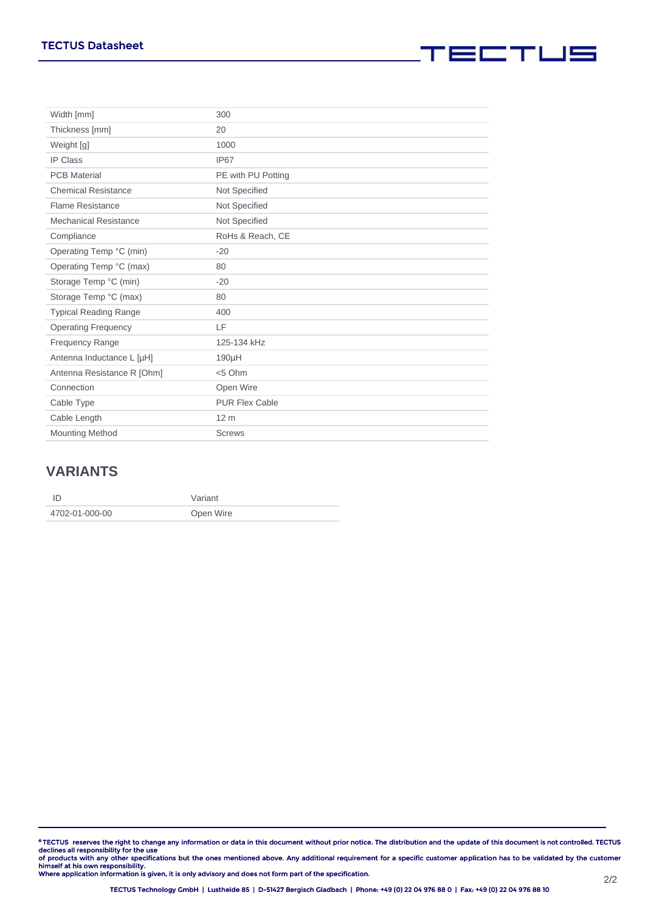| | |
|---|---|
| Width [mm] | 300 |
| Thickness [mm] | 20 |
| Weight [g] | 1000 |
| IP Class | IP67 |
| PCB Material | PE with PU Potting |
| Chemical Resistance | Not Specified |
| Flame Resistance | Not Specified |
| Mechanical Resistance | Not Specified |
| Compliance | RoHs & Reach, CE |
| Operating Temp °C (min) | -20 |
| Operating Temp °C (max) | 80 |
| Storage Temp °C (min) | -20 |
| Storage Temp °C (max) | 80 |
| Typical Reading Range | 400 |
| Operating Frequency | LF |
| Frequency Range | 125-134 kHz |
| Antenna Inductance L [µH] | 190µH |
| Antenna Resistance R [Ohm] | <5 Ohm |
| Connection | Open Wire |
| Cable Type | PUR Flex Cable |
| Cable Length | 12 m |
| Mounting Method | Screws |

## VARIANTS

| ID | Variant |
|---|---|
| 4702-01-000-00 | Open Wire |

**® TECTUS reserves the right to change any information or data in this document without prior notice. The distribution and the update of this document is not controlled. TECTUS declines all responsibility for the use of products with any other specifications but the ones mentioned above. Any additional requirement for a specific customer application has to be validated by the customer himself at his own responsibility.**
**Where application information is given, it is only advisory and does not form part of the specification.**

**TECTUS Technology GmbH | Lustheide 85 | D-51427 Bergisch Gladbach | Phone: +49 (0) 22 04 976 88 0 | Fax: +49 (0) 22 04 976 88 10**